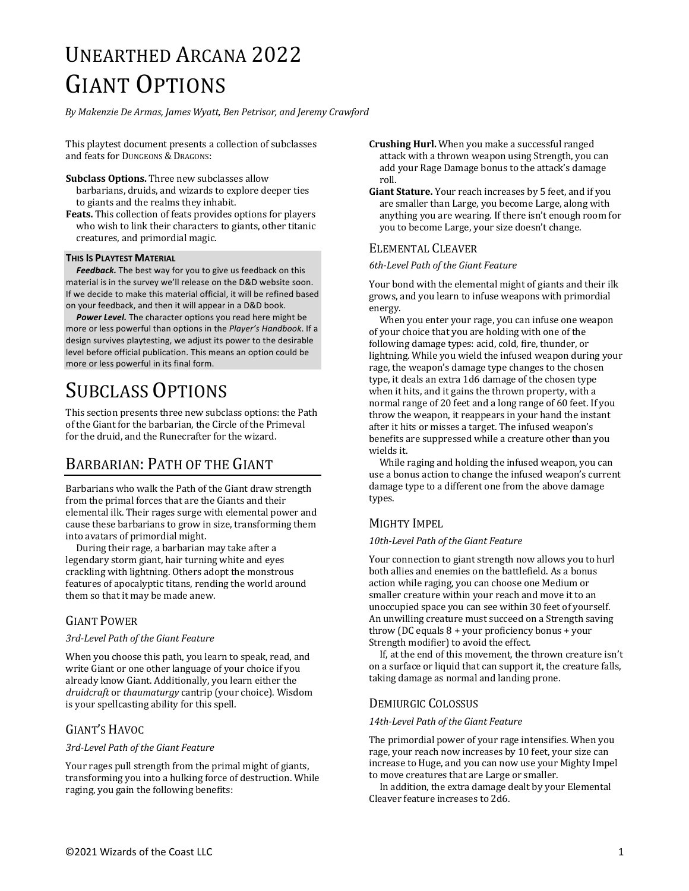# Unearthed Arcana 2022
# Giant Options

*By Makenzie De Armas, James Wyatt, Ben Petrisor, and Jeremy Crawford*

This playtest document presents a collection of subclasses and feats for Dungeons & Dragons:

**Subclass Options.** Three new subclasses allow barbarians, druids, and wizards to explore deeper ties to giants and the realms they inhabit.

**Feats.** This collection of feats provides options for players who wish to link their characters to giants, other titanic creatures, and primordial magic.

> **This Is Playtest Material**
>
> ***Feedback.*** The best way for you to give us feedback on this material is in the survey we'll release on the D&D website soon. If we decide to make this material official, it will be refined based on your feedback, and then it will appear in a D&D book.
>
> ***Power Level.*** The character options you read here might be more or less powerful than options in the *Player's Handbook*. If a design survives playtesting, we adjust its power to the desirable level before official publication. This means an option could be more or less powerful in its final form.

# Subclass Options

This section presents three new subclass options: the Path of the Giant for the barbarian, the Circle of the Primeval for the druid, and the Runecrafter for the wizard.

## Barbarian: Path of the Giant

Barbarians who walk the Path of the Giant draw strength from the primal forces that are the Giants and their elemental ilk. Their rages surge with elemental power and cause these barbarians to grow in size, transforming them into avatars of primordial might.

During their rage, a barbarian may take after a legendary storm giant, hair turning white and eyes crackling with lightning. Others adopt the monstrous features of apocalyptic titans, rending the world around them so that it may be made anew.

### Giant Power

*3rd-Level Path of the Giant Feature*

When you choose this path, you learn to speak, read, and write Giant or one other language of your choice if you already know Giant. Additionally, you learn either the *druidcraft* or *thaumaturgy* cantrip (your choice). Wisdom is your spellcasting ability for this spell.

### Giant's Havoc

*3rd-Level Path of the Giant Feature*

Your rages pull strength from the primal might of giants, transforming you into a hulking force of destruction. While raging, you gain the following benefits:

**Crushing Hurl.** When you make a successful ranged attack with a thrown weapon using Strength, you can add your Rage Damage bonus to the attack's damage roll.

**Giant Stature.** Your reach increases by 5 feet, and if you are smaller than Large, you become Large, along with anything you are wearing. If there isn't enough room for you to become Large, your size doesn't change.

### Elemental Cleaver

*6th-Level Path of the Giant Feature*

Your bond with the elemental might of giants and their ilk grows, and you learn to infuse weapons with primordial energy.

When you enter your rage, you can infuse one weapon of your choice that you are holding with one of the following damage types: acid, cold, fire, thunder, or lightning. While you wield the infused weapon during your rage, the weapon's damage type changes to the chosen type, it deals an extra 1d6 damage of the chosen type when it hits, and it gains the thrown property, with a normal range of 20 feet and a long range of 60 feet. If you throw the weapon, it reappears in your hand the instant after it hits or misses a target. The infused weapon's benefits are suppressed while a creature other than you wields it.

While raging and holding the infused weapon, you can use a bonus action to change the infused weapon's current damage type to a different one from the above damage types.

### Mighty Impel

*10th-Level Path of the Giant Feature*

Your connection to giant strength now allows you to hurl both allies and enemies on the battlefield. As a bonus action while raging, you can choose one Medium or smaller creature within your reach and move it to an unoccupied space you can see within 30 feet of yourself. An unwilling creature must succeed on a Strength saving throw (DC equals 8 + your proficiency bonus + your Strength modifier) to avoid the effect.

If, at the end of this movement, the thrown creature isn't on a surface or liquid that can support it, the creature falls, taking damage as normal and landing prone.

### Demiurgic Colossus

*14th-Level Path of the Giant Feature*

The primordial power of your rage intensifies. When you rage, your reach now increases by 10 feet, your size can increase to Huge, and you can now use your Mighty Impel to move creatures that are Large or smaller.

In addition, the extra damage dealt by your Elemental Cleaver feature increases to 2d6.

©2021 Wizards of the Coast LLC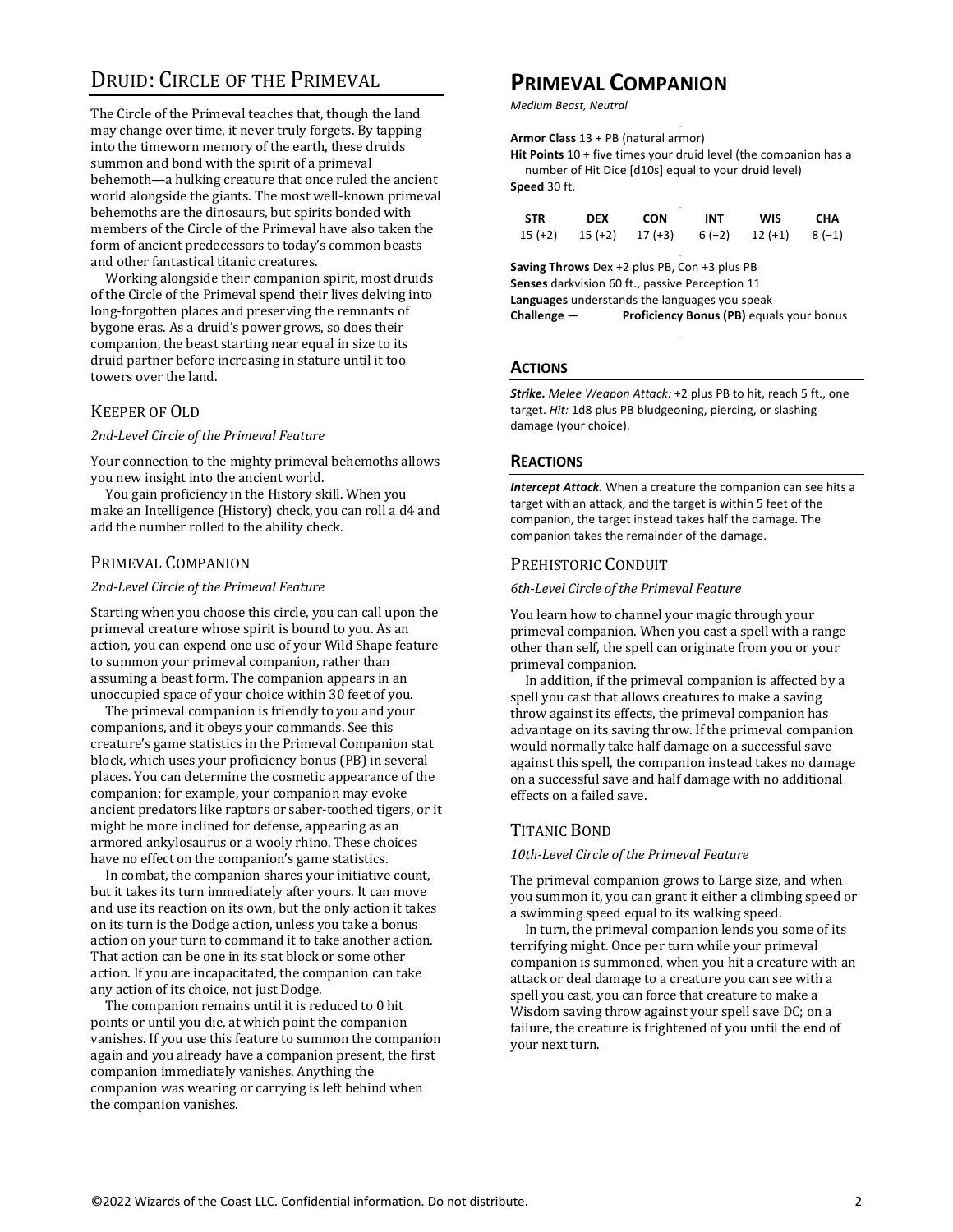## Druid: Circle of the Primeval

The Circle of the Primeval teaches that, though the land may change over time, it never truly forgets. By tapping into the timeworn memory of the earth, these druids summon and bond with the spirit of a primeval behemoth—a hulking creature that once ruled the ancient world alongside the giants. The most well-known primeval behemoths are the dinosaurs, but spirits bonded with members of the Circle of the Primeval have also taken the form of ancient predecessors to today's common beasts and other fantastical titanic creatures.

Working alongside their companion spirit, most druids of the Circle of the Primeval spend their lives delving into long-forgotten places and preserving the remnants of bygone eras. As a druid's power grows, so does their companion, the beast starting near equal in size to its druid partner before increasing in stature until it too towers over the land.

### Keeper of Old

*2nd-Level Circle of the Primeval Feature*

Your connection to the mighty primeval behemoths allows you new insight into the ancient world.

You gain proficiency in the History skill. When you make an Intelligence (History) check, you can roll a d4 and add the number rolled to the ability check.

### Primeval Companion

*2nd-Level Circle of the Primeval Feature*

Starting when you choose this circle, you can call upon the primeval creature whose spirit is bound to you. As an action, you can expend one use of your Wild Shape feature to summon your primeval companion, rather than assuming a beast form. The companion appears in an unoccupied space of your choice within 30 feet of you.

The primeval companion is friendly to you and your companions, and it obeys your commands. See this creature's game statistics in the Primeval Companion stat block, which uses your proficiency bonus (PB) in several places. You can determine the cosmetic appearance of the companion; for example, your companion may evoke ancient predators like raptors or saber-toothed tigers, or it might be more inclined for defense, appearing as an armored ankylosaurus or a wooly rhino. These choices have no effect on the companion's game statistics.

In combat, the companion shares your initiative count, but it takes its turn immediately after yours. It can move and use its reaction on its own, but the only action it takes on its turn is the Dodge action, unless you take a bonus action on your turn to command it to take another action. That action can be one in its stat block or some other action. If you are incapacitated, the companion can take any action of its choice, not just Dodge.

The companion remains until it is reduced to 0 hit points or until you die, at which point the companion vanishes. If you use this feature to summon the companion again and you already have a companion present, the first companion immediately vanishes. Anything the companion was wearing or carrying is left behind when the companion vanishes.

## Primeval Companion

*Medium Beast, Neutral*

**Armor Class** 13 + PB (natural armor)
**Hit Points** 10 + five times your druid level (the companion has a number of Hit Dice [d10s] equal to your druid level)
**Speed** 30 ft.

| STR | DEX | CON | INT | WIS | CHA |
|---|---|---|---|---|---|
| 15 (+2) | 15 (+2) | 17 (+3) | 6 (−2) | 12 (+1) | 8 (−1) |

**Saving Throws** Dex +2 plus PB, Con +3 plus PB
**Senses** darkvision 60 ft., passive Perception 11
**Languages** understands the languages you speak
**Challenge** — **Proficiency Bonus (PB)** equals your bonus

### Actions

***Strike.*** *Melee Weapon Attack:* +2 plus PB to hit, reach 5 ft., one target. *Hit:* 1d8 plus PB bludgeoning, piercing, or slashing damage (your choice).

### Reactions

***Intercept Attack.*** When a creature the companion can see hits a target with an attack, and the target is within 5 feet of the companion, the target instead takes half the damage. The companion takes the remainder of the damage.

### Prehistoric Conduit

*6th-Level Circle of the Primeval Feature*

You learn how to channel your magic through your primeval companion. When you cast a spell with a range other than self, the spell can originate from you or your primeval companion.

In addition, if the primeval companion is affected by a spell you cast that allows creatures to make a saving throw against its effects, the primeval companion has advantage on its saving throw. If the primeval companion would normally take half damage on a successful save against this spell, the companion instead takes no damage on a successful save and half damage with no additional effects on a failed save.

### Titanic Bond

*10th-Level Circle of the Primeval Feature*

The primeval companion grows to Large size, and when you summon it, you can grant it either a climbing speed or a swimming speed equal to its walking speed.

In turn, the primeval companion lends you some of its terrifying might. Once per turn while your primeval companion is summoned, when you hit a creature with an attack or deal damage to a creature you can see with a spell you cast, you can force that creature to make a Wisdom saving throw against your spell save DC; on a failure, the creature is frightened of you until the end of your next turn.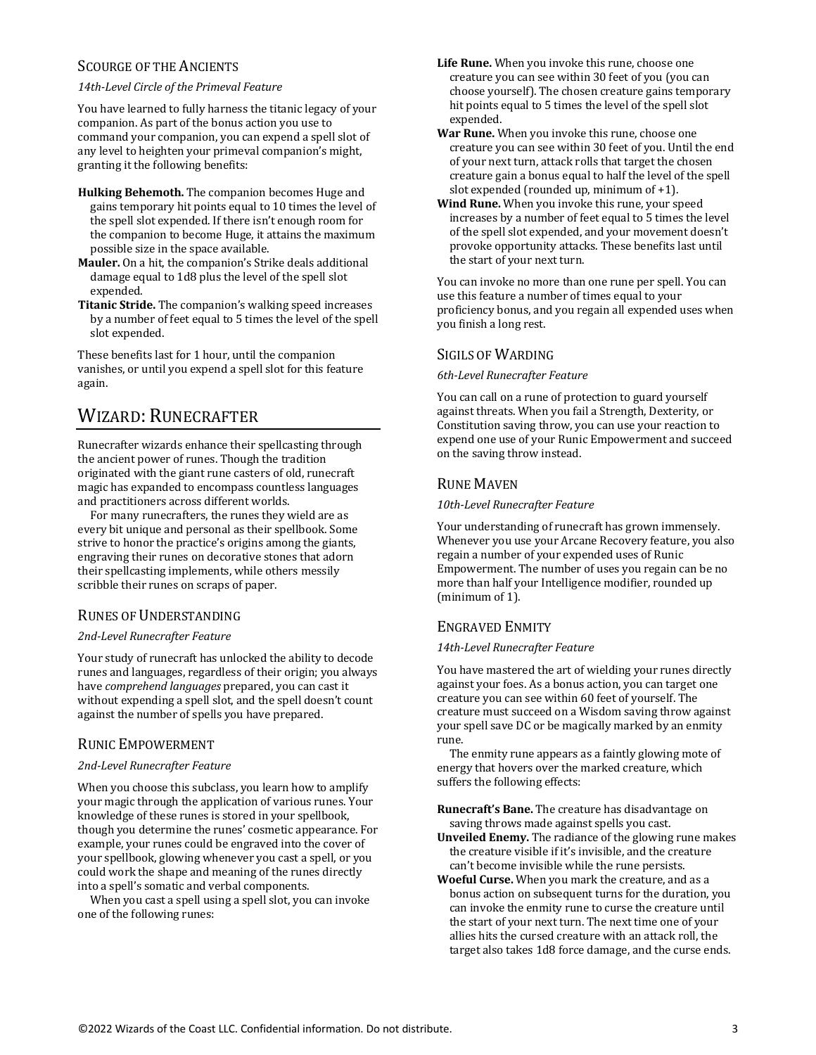### Scourge of the Ancients

*14th-Level Circle of the Primeval Feature*

You have learned to fully harness the titanic legacy of your companion. As part of the bonus action you use to command your companion, you can expend a spell slot of any level to heighten your primeval companion's might, granting it the following benefits:

**Hulking Behemoth.** The companion becomes Huge and gains temporary hit points equal to 10 times the level of the spell slot expended. If there isn't enough room for the companion to become Huge, it attains the maximum possible size in the space available.

**Mauler.** On a hit, the companion's Strike deals additional damage equal to 1d8 plus the level of the spell slot expended.

**Titanic Stride.** The companion's walking speed increases by a number of feet equal to 5 times the level of the spell slot expended.

These benefits last for 1 hour, until the companion vanishes, or until you expend a spell slot for this feature again.

## Wizard: Runecrafter

Runecrafter wizards enhance their spellcasting through the ancient power of runes. Though the tradition originated with the giant rune casters of old, runecraft magic has expanded to encompass countless languages and practitioners across different worlds.

For many runecrafters, the runes they wield are as every bit unique and personal as their spellbook. Some strive to honor the practice's origins among the giants, engraving their runes on decorative stones that adorn their spellcasting implements, while others messily scribble their runes on scraps of paper.

### Runes of Understanding

*2nd-Level Runecrafter Feature*

Your study of runecraft has unlocked the ability to decode runes and languages, regardless of their origin; you always have *comprehend languages* prepared, you can cast it without expending a spell slot, and the spell doesn't count against the number of spells you have prepared.

### Runic Empowerment

*2nd-Level Runecrafter Feature*

When you choose this subclass, you learn how to amplify your magic through the application of various runes. Your knowledge of these runes is stored in your spellbook, though you determine the runes' cosmetic appearance. For example, your runes could be engraved into the cover of your spellbook, glowing whenever you cast a spell, or you could work the shape and meaning of the runes directly into a spell's somatic and verbal components.

When you cast a spell using a spell slot, you can invoke one of the following runes:

**Life Rune.** When you invoke this rune, choose one creature you can see within 30 feet of you (you can choose yourself). The chosen creature gains temporary hit points equal to 5 times the level of the spell slot expended.

**War Rune.** When you invoke this rune, choose one creature you can see within 30 feet of you. Until the end of your next turn, attack rolls that target the chosen creature gain a bonus equal to half the level of the spell slot expended (rounded up, minimum of +1).

**Wind Rune.** When you invoke this rune, your speed increases by a number of feet equal to 5 times the level of the spell slot expended, and your movement doesn't provoke opportunity attacks. These benefits last until the start of your next turn.

You can invoke no more than one rune per spell. You can use this feature a number of times equal to your proficiency bonus, and you regain all expended uses when you finish a long rest.

### Sigils of Warding

*6th-Level Runecrafter Feature*

You can call on a rune of protection to guard yourself against threats. When you fail a Strength, Dexterity, or Constitution saving throw, you can use your reaction to expend one use of your Runic Empowerment and succeed on the saving throw instead.

### Rune Maven

*10th-Level Runecrafter Feature*

Your understanding of runecraft has grown immensely. Whenever you use your Arcane Recovery feature, you also regain a number of your expended uses of Runic Empowerment. The number of uses you regain can be no more than half your Intelligence modifier, rounded up (minimum of 1).

### Engraved Enmity

*14th-Level Runecrafter Feature*

You have mastered the art of wielding your runes directly against your foes. As a bonus action, you can target one creature you can see within 60 feet of yourself. The creature must succeed on a Wisdom saving throw against your spell save DC or be magically marked by an enmity rune.

The enmity rune appears as a faintly glowing mote of energy that hovers over the marked creature, which suffers the following effects:

**Runecraft's Bane.** The creature has disadvantage on saving throws made against spells you cast.

**Unveiled Enemy.** The radiance of the glowing rune makes the creature visible if it's invisible, and the creature can't become invisible while the rune persists.

**Woeful Curse.** When you mark the creature, and as a bonus action on subsequent turns for the duration, you can invoke the enmity rune to curse the creature until the start of your next turn. The next time one of your allies hits the cursed creature with an attack roll, the target also takes 1d8 force damage, and the curse ends.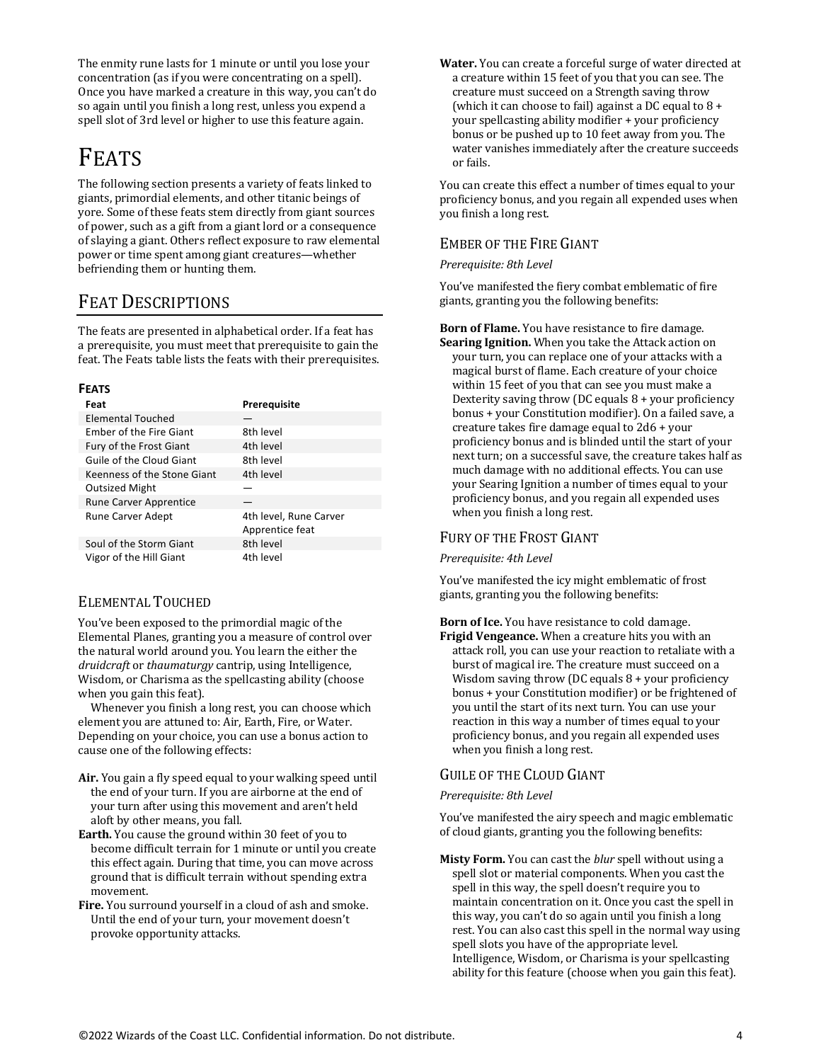The enmity rune lasts for 1 minute or until you lose your concentration (as if you were concentrating on a spell). Once you have marked a creature in this way, you can't do so again until you finish a long rest, unless you expend a spell slot of 3rd level or higher to use this feature again.

# Feats

The following section presents a variety of feats linked to giants, primordial elements, and other titanic beings of yore. Some of these feats stem directly from giant sources of power, such as a gift from a giant lord or a consequence of slaying a giant. Others reflect exposure to raw elemental power or time spent among giant creatures—whether befriending them or hunting them.

## Feat Descriptions

The feats are presented in alphabetical order. If a feat has a prerequisite, you must meet that prerequisite to gain the feat. The Feats table lists the feats with their prerequisites.

**Feats**

| Feat | Prerequisite |
|---|---|
| Elemental Touched | — |
| Ember of the Fire Giant | 8th level |
| Fury of the Frost Giant | 4th level |
| Guile of the Cloud Giant | 8th level |
| Keenness of the Stone Giant | 4th level |
| Outsized Might | — |
| Rune Carver Apprentice | — |
| Rune Carver Adept | 4th level, Rune Carver Apprentice feat |
| Soul of the Storm Giant | 8th level |
| Vigor of the Hill Giant | 4th level |

### Elemental Touched

You've been exposed to the primordial magic of the Elemental Planes, granting you a measure of control over the natural world around you. You learn the either the *druidcraft* or *thaumaturgy* cantrip, using Intelligence, Wisdom, or Charisma as the spellcasting ability (choose when you gain this feat).

Whenever you finish a long rest, you can choose which element you are attuned to: Air, Earth, Fire, or Water. Depending on your choice, you can use a bonus action to cause one of the following effects:

**Air.** You gain a fly speed equal to your walking speed until the end of your turn. If you are airborne at the end of your turn after using this movement and aren't held aloft by other means, you fall.

**Earth.** You cause the ground within 30 feet of you to become difficult terrain for 1 minute or until you create this effect again. During that time, you can move across ground that is difficult terrain without spending extra movement.

**Fire.** You surround yourself in a cloud of ash and smoke. Until the end of your turn, your movement doesn't provoke opportunity attacks.

**Water.** You can create a forceful surge of water directed at a creature within 15 feet of you that you can see. The creature must succeed on a Strength saving throw (which it can choose to fail) against a DC equal to 8 + your spellcasting ability modifier + your proficiency bonus or be pushed up to 10 feet away from you. The water vanishes immediately after the creature succeeds or fails.

You can create this effect a number of times equal to your proficiency bonus, and you regain all expended uses when you finish a long rest.

### Ember of the Fire Giant

*Prerequisite: 8th Level*

You've manifested the fiery combat emblematic of fire giants, granting you the following benefits:

**Born of Flame.** You have resistance to fire damage.

**Searing Ignition.** When you take the Attack action on your turn, you can replace one of your attacks with a magical burst of flame. Each creature of your choice within 15 feet of you that can see you must make a Dexterity saving throw (DC equals 8 + your proficiency bonus + your Constitution modifier). On a failed save, a creature takes fire damage equal to 2d6 + your proficiency bonus and is blinded until the start of your next turn; on a successful save, the creature takes half as much damage with no additional effects. You can use your Searing Ignition a number of times equal to your proficiency bonus, and you regain all expended uses when you finish a long rest.

### Fury of the Frost Giant

*Prerequisite: 4th Level*

You've manifested the icy might emblematic of frost giants, granting you the following benefits:

**Born of Ice.** You have resistance to cold damage.

**Frigid Vengeance.** When a creature hits you with an attack roll, you can use your reaction to retaliate with a burst of magical ire. The creature must succeed on a Wisdom saving throw (DC equals 8 + your proficiency bonus + your Constitution modifier) or be frightened of you until the start of its next turn. You can use your reaction in this way a number of times equal to your proficiency bonus, and you regain all expended uses when you finish a long rest.

### Guile of the Cloud Giant

*Prerequisite: 8th Level*

You've manifested the airy speech and magic emblematic of cloud giants, granting you the following benefits:

**Misty Form.** You can cast the *blur* spell without using a spell slot or material components. When you cast the spell in this way, the spell doesn't require you to maintain concentration on it. Once you cast the spell in this way, you can't do so again until you finish a long rest. You can also cast this spell in the normal way using spell slots you have of the appropriate level. Intelligence, Wisdom, or Charisma is your spellcasting ability for this feature (choose when you gain this feat).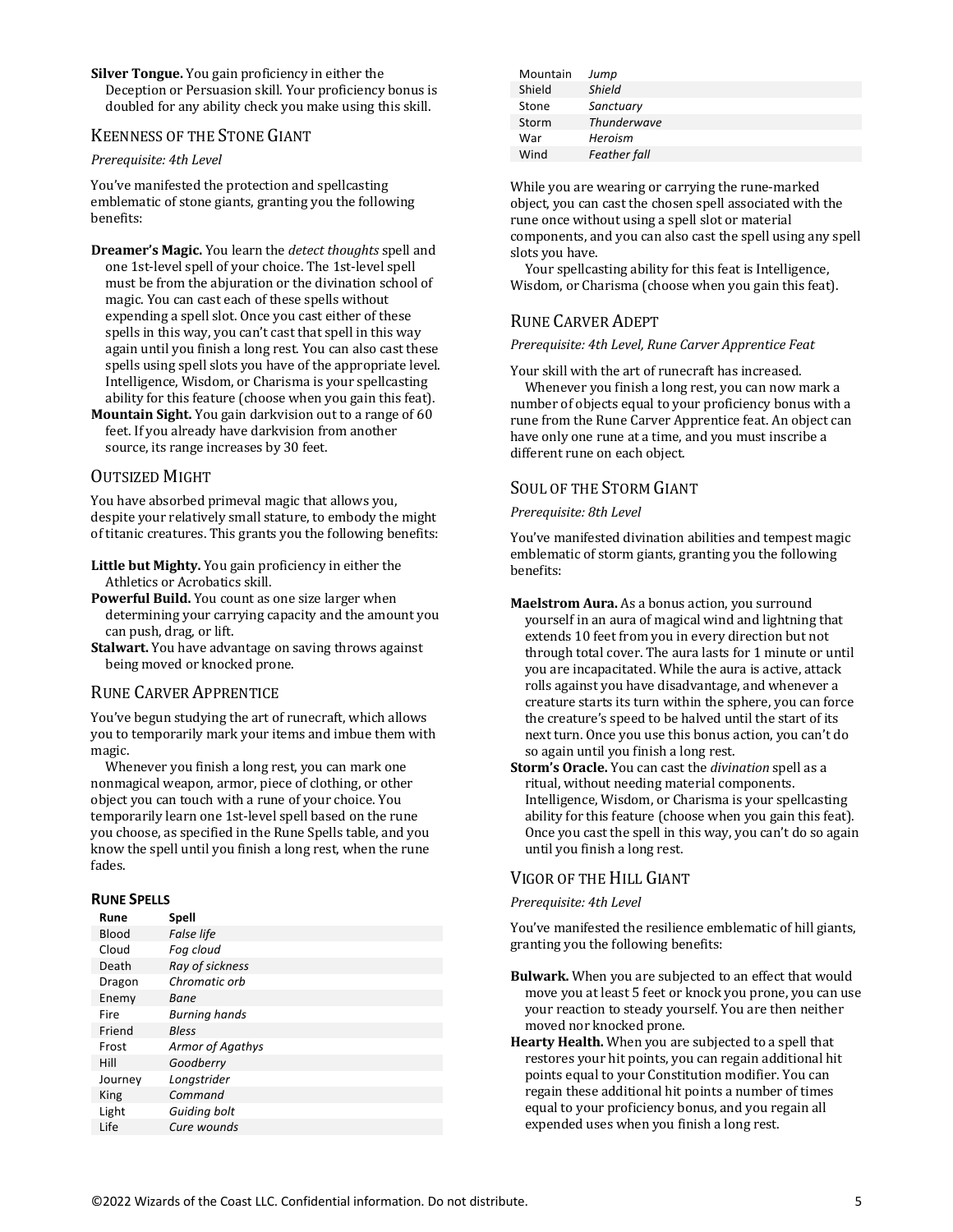**Silver Tongue.** You gain proficiency in either the Deception or Persuasion skill. Your proficiency bonus is doubled for any ability check you make using this skill.

## Keenness of the Stone Giant

*Prerequisite: 4th Level*

You've manifested the protection and spellcasting emblematic of stone giants, granting you the following benefits:

**Dreamer's Magic.** You learn the *detect thoughts* spell and one 1st-level spell of your choice. The 1st-level spell must be from the abjuration or the divination school of magic. You can cast each of these spells without expending a spell slot. Once you cast either of these spells in this way, you can't cast that spell in this way again until you finish a long rest. You can also cast these spells using spell slots you have of the appropriate level. Intelligence, Wisdom, or Charisma is your spellcasting ability for this feature (choose when you gain this feat).

**Mountain Sight.** You gain darkvision out to a range of 60 feet. If you already have darkvision from another source, its range increases by 30 feet.

## Outsized Might

You have absorbed primeval magic that allows you, despite your relatively small stature, to embody the might of titanic creatures. This grants you the following benefits:

**Little but Mighty.** You gain proficiency in either the Athletics or Acrobatics skill.

**Powerful Build.** You count as one size larger when determining your carrying capacity and the amount you can push, drag, or lift.

**Stalwart.** You have advantage on saving throws against being moved or knocked prone.

## Rune Carver Apprentice

You've begun studying the art of runecraft, which allows you to temporarily mark your items and imbue them with magic.

Whenever you finish a long rest, you can mark one nonmagical weapon, armor, piece of clothing, or other object you can touch with a rune of your choice. You temporarily learn one 1st-level spell based on the rune you choose, as specified in the Rune Spells table, and you know the spell until you finish a long rest, when the rune fades.

**Rune Spells**

| Rune | Spell |
|---|---|
| Blood | *False life* |
| Cloud | *Fog cloud* |
| Death | *Ray of sickness* |
| Dragon | *Chromatic orb* |
| Enemy | *Bane* |
| Fire | *Burning hands* |
| Friend | *Bless* |
| Frost | *Armor of Agathys* |
| Hill | *Goodberry* |
| Journey | *Longstrider* |
| King | *Command* |
| Light | *Guiding bolt* |
| Life | *Cure wounds* |
| Mountain | *Jump* |
| Shield | *Shield* |
| Stone | *Sanctuary* |
| Storm | *Thunderwave* |
| War | *Heroism* |
| Wind | *Feather fall* |

While you are wearing or carrying the rune-marked object, you can cast the chosen spell associated with the rune once without using a spell slot or material components, and you can also cast the spell using any spell slots you have.

Your spellcasting ability for this feat is Intelligence, Wisdom, or Charisma (choose when you gain this feat).

## Rune Carver Adept

*Prerequisite: 4th Level, Rune Carver Apprentice Feat*

Your skill with the art of runecraft has increased.

Whenever you finish a long rest, you can now mark a number of objects equal to your proficiency bonus with a rune from the Rune Carver Apprentice feat. An object can have only one rune at a time, and you must inscribe a different rune on each object.

## Soul of the Storm Giant

*Prerequisite: 8th Level*

You've manifested divination abilities and tempest magic emblematic of storm giants, granting you the following benefits:

**Maelstrom Aura.** As a bonus action, you surround yourself in an aura of magical wind and lightning that extends 10 feet from you in every direction but not through total cover. The aura lasts for 1 minute or until you are incapacitated. While the aura is active, attack rolls against you have disadvantage, and whenever a creature starts its turn within the sphere, you can force the creature's speed to be halved until the start of its next turn. Once you use this bonus action, you can't do so again until you finish a long rest.

**Storm's Oracle.** You can cast the *divination* spell as a ritual, without needing material components. Intelligence, Wisdom, or Charisma is your spellcasting ability for this feature (choose when you gain this feat). Once you cast the spell in this way, you can't do so again until you finish a long rest.

## Vigor of the Hill Giant

*Prerequisite: 4th Level*

You've manifested the resilience emblematic of hill giants, granting you the following benefits:

**Bulwark.** When you are subjected to an effect that would move you at least 5 feet or knock you prone, you can use your reaction to steady yourself. You are then neither moved nor knocked prone.

**Hearty Health.** When you are subjected to a spell that restores your hit points, you can regain additional hit points equal to your Constitution modifier. You can regain these additional hit points a number of times equal to your proficiency bonus, and you regain all expended uses when you finish a long rest.